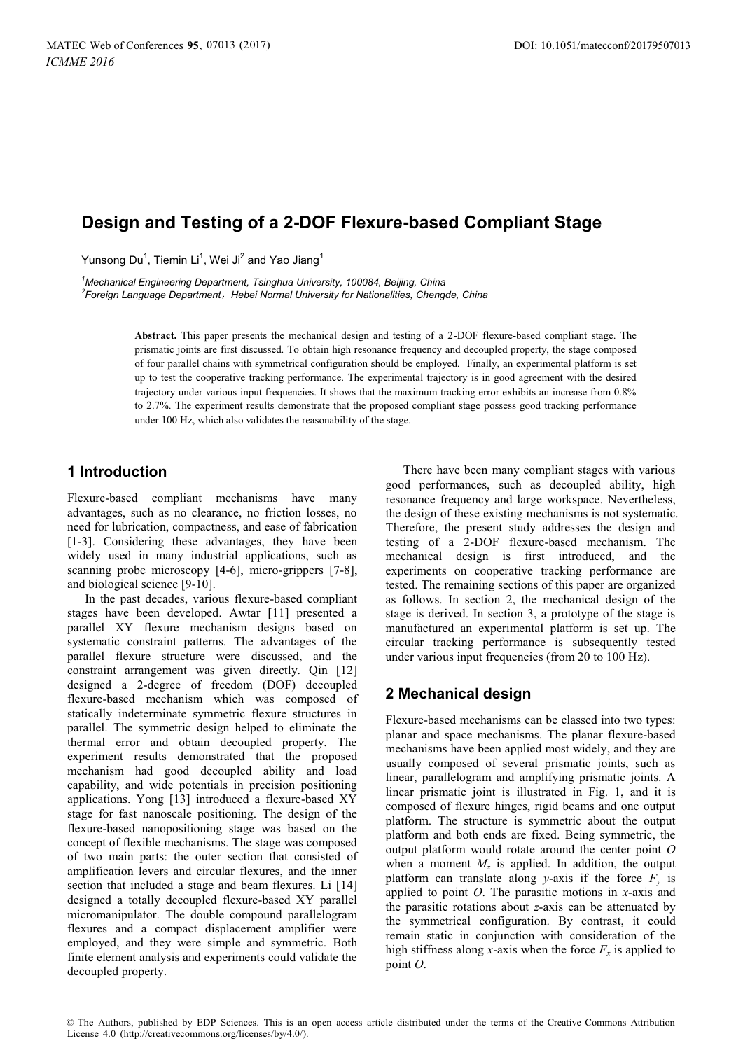# Design and Testing of a 2-DOF Flexure-based Compliant Stage

Yunsong Du[1], Tiemin Li[1], Wei Ji[2] and Yao Jiang[1]

[1]*Mechanical Engineering Department, Tsinghua University, 100084, Beijing, China*
[2]*Foreign Language Department，Hebei Normal University for Nationalities, Chengde, China*

**Abstract.** This paper presents the mechanical design and testing of a 2-DOF flexure-based compliant stage. The prismatic joints are first discussed. To obtain high resonance frequency and decoupled property, the stage composed of four parallel chains with symmetrical configuration should be employed. Finally, an experimental platform is set up to test the cooperative tracking performance. The experimental trajectory is in good agreement with the desired trajectory under various input frequencies. It shows that the maximum tracking error exhibits an increase from 0.8% to 2.7%. The experiment results demonstrate that the proposed compliant stage possess good tracking performance under 100 Hz, which also validates the reasonability of the stage.

## 1 Introduction

Flexure-based compliant mechanisms have many advantages, such as no clearance, no friction losses, no need for lubrication, compactness, and ease of fabrication [1-3]. Considering these advantages, they have been widely used in many industrial applications, such as scanning probe microscopy [4-6], micro-grippers [7-8], and biological science [9-10].

In the past decades, various flexure-based compliant stages have been developed. Awtar [11] presented a parallel XY flexure mechanism designs based on systematic constraint patterns. The advantages of the parallel flexure structure were discussed, and the constraint arrangement was given directly. Qin [12] designed a 2-degree of freedom (DOF) decoupled flexure-based mechanism which was composed of statically indeterminate symmetric flexure structures in parallel. The symmetric design helped to eliminate the thermal error and obtain decoupled property. The experiment results demonstrated that the proposed mechanism had good decoupled ability and load capability, and wide potentials in precision positioning applications. Yong [13] introduced a flexure-based XY stage for fast nanoscale positioning. The design of the flexure-based nanopositioning stage was based on the concept of flexible mechanisms. The stage was composed of two main parts: the outer section that consisted of amplification levers and circular flexures, and the inner section that included a stage and beam flexures. Li [14] designed a totally decoupled flexure-based XY parallel micromanipulator. The double compound parallelogram flexures and a compact displacement amplifier were employed, and they were simple and symmetric. Both finite element analysis and experiments could validate the decoupled property.

There have been many compliant stages with various good performances, such as decoupled ability, high resonance frequency and large workspace. Nevertheless, the design of these existing mechanisms is not systematic. Therefore, the present study addresses the design and testing of a 2-DOF flexure-based mechanism. The mechanical design is first introduced, and the experiments on cooperative tracking performance are tested. The remaining sections of this paper are organized as follows. In section 2, the mechanical design of the stage is derived. In section 3, a prototype of the stage is manufactured an experimental platform is set up. The circular tracking performance is subsequently tested under various input frequencies (from 20 to 100 Hz).

## 2 Mechanical design

Flexure-based mechanisms can be classed into two types: planar and space mechanisms. The planar flexure-based mechanisms have been applied most widely, and they are usually composed of several prismatic joints, such as linear, parallelogram and amplifying prismatic joints. A linear prismatic joint is illustrated in Fig. 1, and it is composed of flexure hinges, rigid beams and one output platform. The structure is symmetric about the output platform and both ends are fixed. Being symmetric, the output platform would rotate around the center point $O$ when a moment $M_z$ is applied. In addition, the output platform can translate along $y$-axis if the force $F_y$ is applied to point $O$. The parasitic motions in $x$-axis and the parasitic rotations about $z$-axis can be attenuated by the symmetrical configuration. By contrast, it could remain static in conjunction with consideration of the high stiffness along $x$-axis when the force $F_x$ is applied to point $O$.

© The Authors, published by EDP Sciences. This is an open access article distributed under the terms of the Creative Commons Attribution License 4.0 (http://creativecommons.org/licenses/by/4.0/).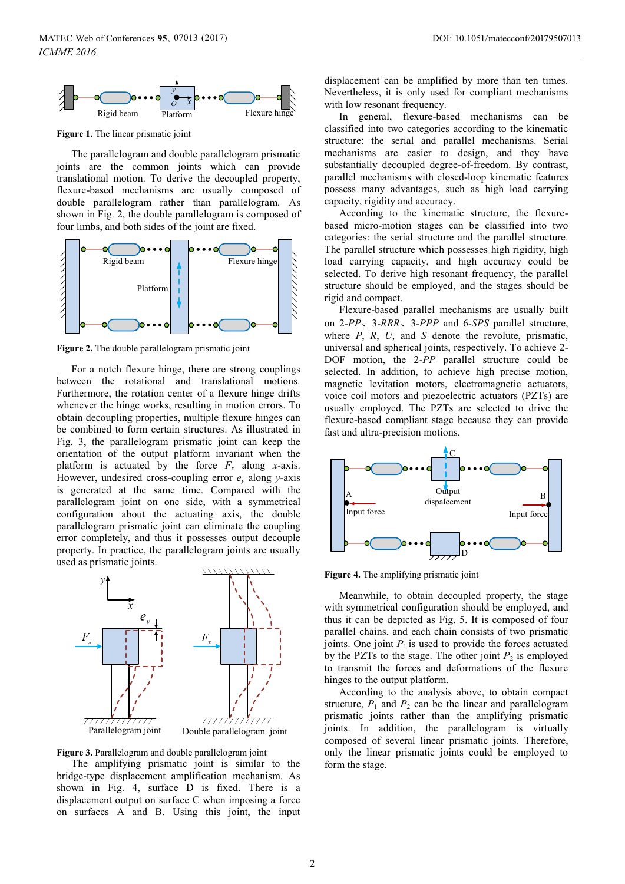**Figure 1.** The linear prismatic joint

The parallelogram and double parallelogram prismatic joints are the common joints which can provide translational motion. To derive the decoupled property, flexure-based mechanisms are usually composed of double parallelogram rather than parallelogram. As shown in Fig. 2, the double parallelogram is composed of four limbs, and both sides of the joint are fixed.

**Figure 2.** The double parallelogram prismatic joint

For a notch flexure hinge, there are strong couplings between the rotational and translational motions. Furthermore, the rotation center of a flexure hinge drifts whenever the hinge works, resulting in motion errors. To obtain decoupling properties, multiple flexure hinges can be combined to form certain structures. As illustrated in Fig. 3, the parallelogram prismatic joint can keep the orientation of the output platform invariant when the platform is actuated by the force $F_x$ along $x$-axis. However, undesired cross-coupling error $e_y$ along $y$-axis is generated at the same time. Compared with the parallelogram joint on one side, with a symmetrical configuration about the actuating axis, the double parallelogram prismatic joint can eliminate the coupling error completely, and thus it possesses output decouple property. In practice, the parallelogram joints are usually used as prismatic joints.

**Figure 3.** Parallelogram and double parallelogram joint

The amplifying prismatic joint is similar to the bridge-type displacement amplification mechanism. As shown in Fig. 4, surface D is fixed. There is a displacement output on surface C when imposing a force on surfaces A and B. Using this joint, the input displacement can be amplified by more than ten times. Nevertheless, it is only used for compliant mechanisms with low resonant frequency.

In general, flexure-based mechanisms can be classified into two categories according to the kinematic structure: the serial and parallel mechanisms. Serial mechanisms are easier to design, and they have substantially decoupled degree-of-freedom. By contrast, parallel mechanisms with closed-loop kinematic features possess many advantages, such as high load carrying capacity, rigidity and accuracy.

According to the kinematic structure, the flexure-based micro-motion stages can be classified into two categories: the serial structure and the parallel structure. The parallel structure which possesses high rigidity, high load carrying capacity, and high accuracy could be selected. To derive high resonant frequency, the parallel structure should be employed, and the stages should be rigid and compact.

Flexure-based parallel mechanisms are usually built on 2-*PP*、3-*RRR*、3-*PPP* and 6-*SPS* parallel structure, where *P*, *R*, *U*, and *S* denote the revolute, prismatic, universal and spherical joints, respectively. To achieve 2-DOF motion, the 2-*PP* parallel structure could be selected. In addition, to achieve high precise motion, magnetic levitation motors, electromagnetic actuators, voice coil motors and piezoelectric actuators (PZTs) are usually employed. The PZTs are selected to drive the flexure-based compliant stage because they can provide fast and ultra-precision motions.

**Figure 4.** The amplifying prismatic joint

Meanwhile, to obtain decoupled property, the stage with symmetrical configuration should be employed, and thus it can be depicted as Fig. 5. It is composed of four parallel chains, and each chain consists of two prismatic joints. One joint $P_1$ is used to provide the forces actuated by the PZTs to the stage. The other joint $P_2$ is employed to transmit the forces and deformations of the flexure hinges to the output platform.

According to the analysis above, to obtain compact structure, $P_1$ and $P_2$ can be the linear and parallelogram prismatic joints rather than the amplifying prismatic joints. In addition, the parallelogram is virtually composed of several linear prismatic joints. Therefore, only the linear prismatic joints could be employed to form the stage.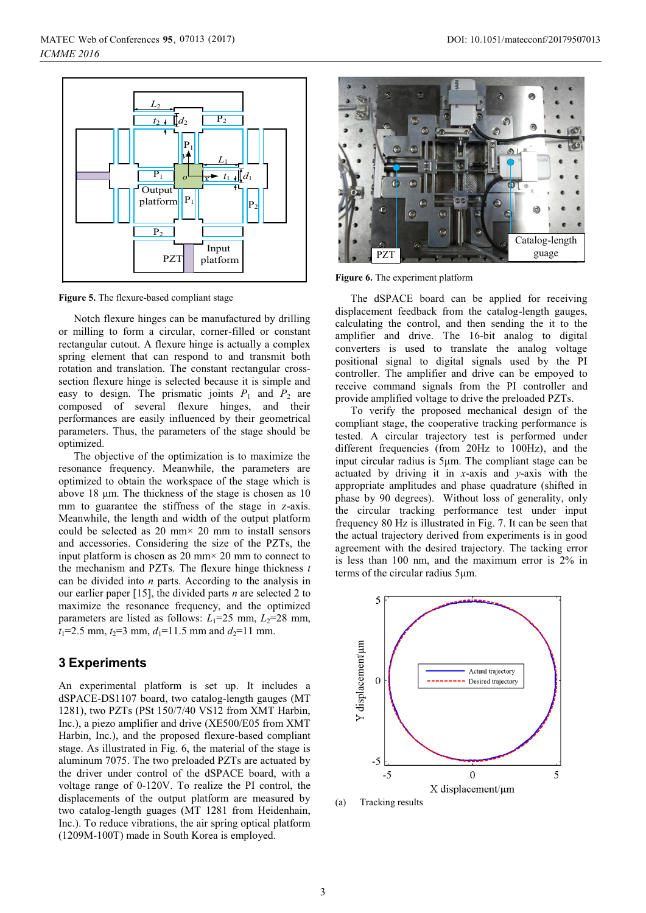Figure 5. The flexure-based compliant stage

Notch flexure hinges can be manufactured by drilling or milling to form a circular, corner-filled or constant rectangular cutout. A flexure hinge is actually a complex spring element that can respond to and transmit both rotation and translation. The constant rectangular cross-section flexure hinge is selected because it is simple and easy to design. The prismatic joints $P_1$ and $P_2$ are composed of several flexure hinges, and their performances are easily influenced by their geometrical parameters. Thus, the parameters of the stage should be optimized.

The objective of the optimization is to maximize the resonance frequency. Meanwhile, the parameters are optimized to obtain the workspace of the stage which is above 18 μm. The thickness of the stage is chosen as 10 mm to guarantee the stiffness of the stage in z-axis. Meanwhile, the length and width of the output platform could be selected as 20 mm× 20 mm to install sensors and accessories. Considering the size of the PZTs, the input platform is chosen as 20 mm× 20 mm to connect to the mechanism and PZTs. The flexure hinge thickness $t$ can be divided into $n$ parts. According to the analysis in our earlier paper [15], the divided parts $n$ are selected 2 to maximize the resonance frequency, and the optimized parameters are listed as follows: $L_1$=25 mm, $L_2$=28 mm, $t_1$=2.5 mm, $t_2$=3 mm, $d_1$=11.5 mm and $d_2$=11 mm.

## 3 Experiments

An experimental platform is set up. It includes a dSPACE-DS1107 board, two catalog-length gauges (MT 1281), two PZTs (PSt 150/7/40 VS12 from XMT Harbin, Inc.), a piezo amplifier and drive (XE500/E05 from XMT Harbin, Inc.), and the proposed flexure-based compliant stage. As illustrated in Fig. 6, the material of the stage is aluminum 7075. The two preloaded PZTs are actuated by the driver under control of the dSPACE board, with a voltage range of 0-120V. To realize the PI control, the displacements of the output platform are measured by two catalog-length guages (MT 1281 from Heidenhain, Inc.). To reduce vibrations, the air spring optical platform (1209M-100T) made in South Korea is employed.

Figure 6. The experiment platform

The dSPACE board can be applied for receiving displacement feedback from the catalog-length gauges, calculating the control, and then sending the it to the amplifier and drive. The 16-bit analog to digital converters is used to translate the analog voltage positional signal to digital signals used by the PI controller. The amplifier and drive can be empoyed to receive command signals from the PI controller and provide amplified voltage to drive the preloaded PZTs.

To verify the proposed mechanical design of the compliant stage, the cooperative tracking performance is tested. A circular trajectory test is performed under different frequencies (from 20Hz to 100Hz), and the input circular radius is 5μm. The compliant stage can be actuated by driving it in $x$-axis and $y$-axis with the appropriate amplitudes and phase quadrature (shifted in phase by 90 degrees). Without loss of generality, only the circular tracking performance test under input frequency 80 Hz is illustrated in Fig. 7. It can be seen that the actual trajectory derived from experiments is in good agreement with the desired trajectory. The tacking error is less than 100 nm, and the maximum error is 2% in terms of the circular radius 5μm.

(a) Tracking results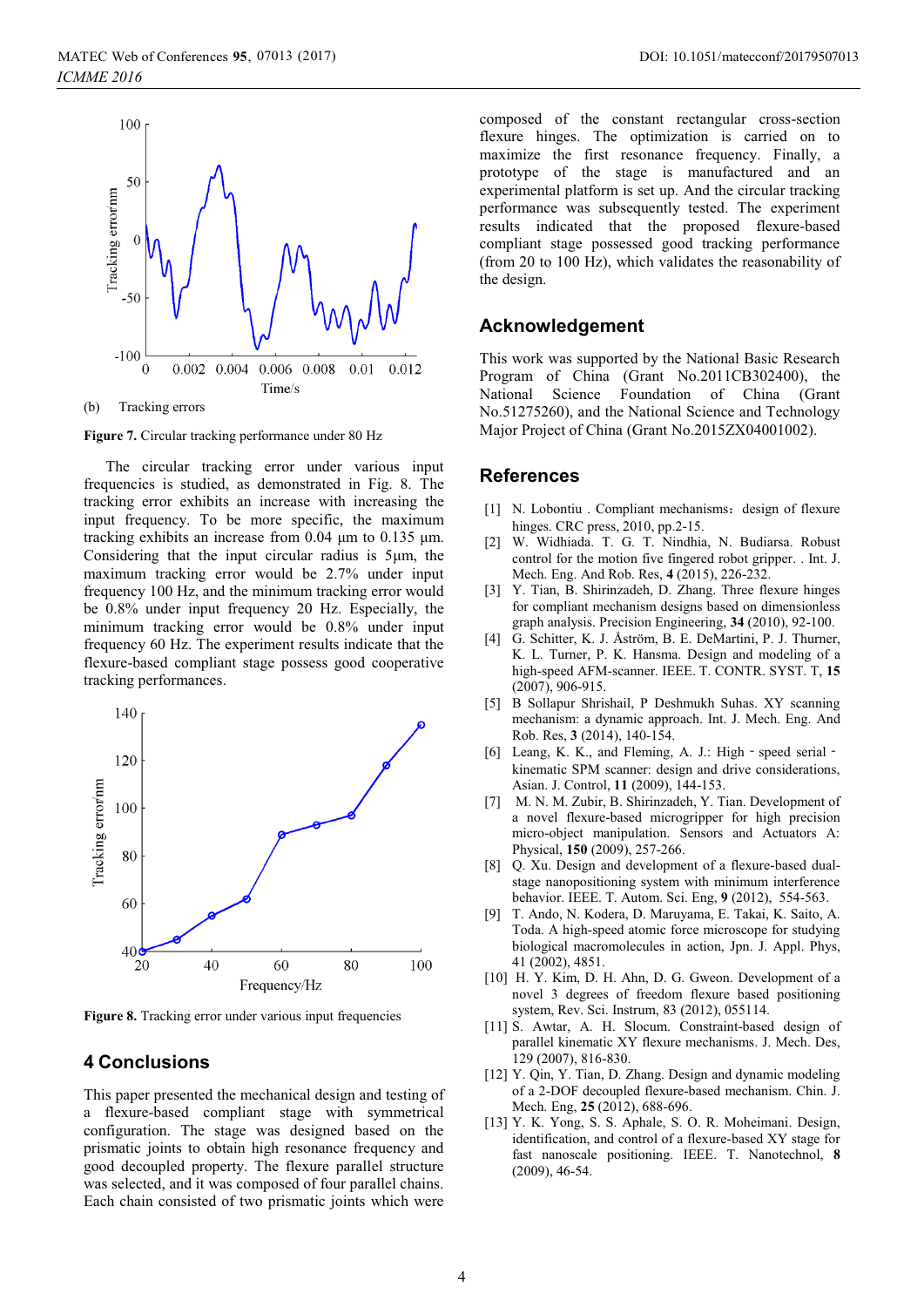(b) Tracking errors

**Figure 7.** Circular tracking performance under 80 Hz

The circular tracking error under various input frequencies is studied, as demonstrated in Fig. 8. The tracking error exhibits an increase with increasing the input frequency. To be more specific, the maximum tracking exhibits an increase from 0.04 μm to 0.135 μm. Considering that the input circular radius is 5μm, the maximum tracking error would be 2.7% under input frequency 100 Hz, and the minimum tracking error would be 0.8% under input frequency 20 Hz. Especially, the minimum tracking error would be 0.8% under input frequency 60 Hz. The experiment results indicate that the flexure-based compliant stage possess good cooperative tracking performances.

**Figure 8.** Tracking error under various input frequencies

## 4 Conclusions

This paper presented the mechanical design and testing of a flexure-based compliant stage with symmetrical configuration. The stage was designed based on the prismatic joints to obtain high resonance frequency and good decoupled property. The flexure parallel structure was selected, and it was composed of four parallel chains. Each chain consisted of two prismatic joints which were composed of the constant rectangular cross-section flexure hinges. The optimization is carried on to maximize the first resonance frequency. Finally, a prototype of the stage is manufactured and an experimental platform is set up. And the circular tracking performance was subsequently tested. The experiment results indicated that the proposed flexure-based compliant stage possessed good tracking performance (from 20 to 100 Hz), which validates the reasonability of the design.

## Acknowledgement

This work was supported by the National Basic Research Program of China (Grant No.2011CB302400), the National Science Foundation of China (Grant No.51275260), and the National Science and Technology Major Project of China (Grant No.2015ZX04001002).

## References

[1] N. Lobontiu . Compliant mechanisms：design of flexure hinges. CRC press, 2010, pp.2-15.

[2] W. Widhiada. T. G. T. Nindhia, N. Budiarsa. Robust control for the motion five fingered robot gripper. . Int. J. Mech. Eng. And Rob. Res, **4** (2015), 226-232.

[3] Y. Tian, B. Shirinzadeh, D. Zhang. Three flexure hinges for compliant mechanism designs based on dimensionless graph analysis. Precision Engineering, **34** (2010), 92-100.

[4] G. Schitter, K. J. Åström, B. E. DeMartini, P. J. Thurner, K. L. Turner, P. K. Hansma. Design and modeling of a high-speed AFM-scanner. IEEE. T. CONTR. SYST. T, **15** (2007), 906-915.

[5] B Sollapur Shrishail, P Deshmukh Suhas. XY scanning mechanism: a dynamic approach. Int. J. Mech. Eng. And Rob. Res, **3** (2014), 140-154.

[6] Leang, K. K., and Fleming, A. J.: High‐speed serial‐kinematic SPM scanner: design and drive considerations, Asian. J. Control, **11** (2009), 144-153.

[7] M. N. M. Zubir, B. Shirinzadeh, Y. Tian. Development of a novel flexure-based microgripper for high precision micro-object manipulation. Sensors and Actuators A: Physical, **150** (2009), 257-266.

[8] Q. Xu. Design and development of a flexure-based dual-stage nanopositioning system with minimum interference behavior. IEEE. T. Autom. Sci. Eng, **9** (2012), 554-563.

[9] T. Ando, N. Kodera, D. Maruyama, E. Takai, K. Saito, A. Toda. A high-speed atomic force microscope for studying biological macromolecules in action, Jpn. J. Appl. Phys, 41 (2002), 4851.

[10] H. Y. Kim, D. H. Ahn, D. G. Gweon. Development of a novel 3 degrees of freedom flexure based positioning system, Rev. Sci. Instrum, 83 (2012), 055114.

[11] S. Awtar, A. H. Slocum. Constraint-based design of parallel kinematic XY flexure mechanisms. J. Mech. Des, 129 (2007), 816-830.

[12] Y. Qin, Y. Tian, D. Zhang. Design and dynamic modeling of a 2-DOF decoupled flexure-based mechanism. Chin. J. Mech. Eng, **25** (2012), 688-696.

[13] Y. K. Yong, S. S. Aphale, S. O. R. Moheimani. Design, identification, and control of a flexure-based XY stage for fast nanoscale positioning. IEEE. T. Nanotechnol, **8** (2009), 46-54.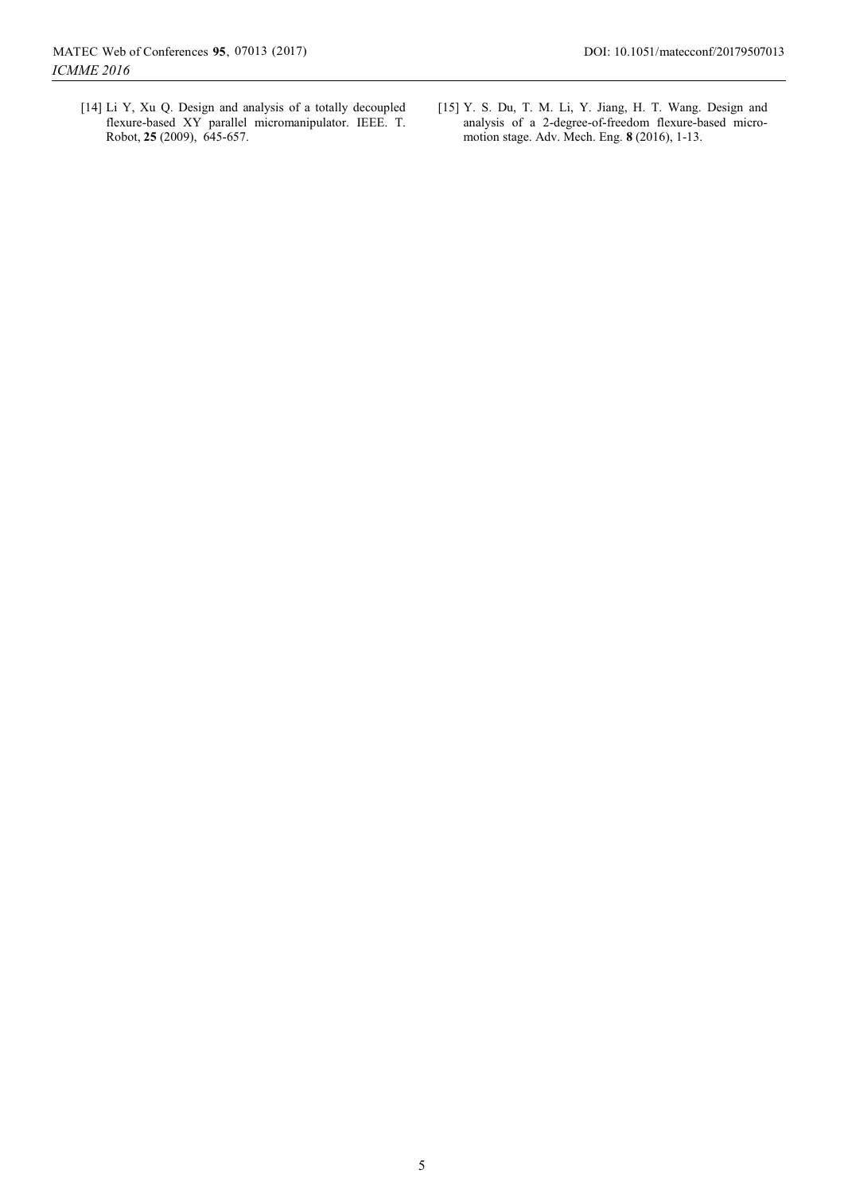[14] Li Y, Xu Q. Design and analysis of a totally decoupled flexure-based XY parallel micromanipulator. IEEE. T. Robot, **25** (2009), 645-657.

[15] Y. S. Du, T. M. Li, Y. Jiang, H. T. Wang. Design and analysis of a 2-degree-of-freedom flexure-based micro-motion stage. Adv. Mech. Eng. **8** (2016), 1-13.